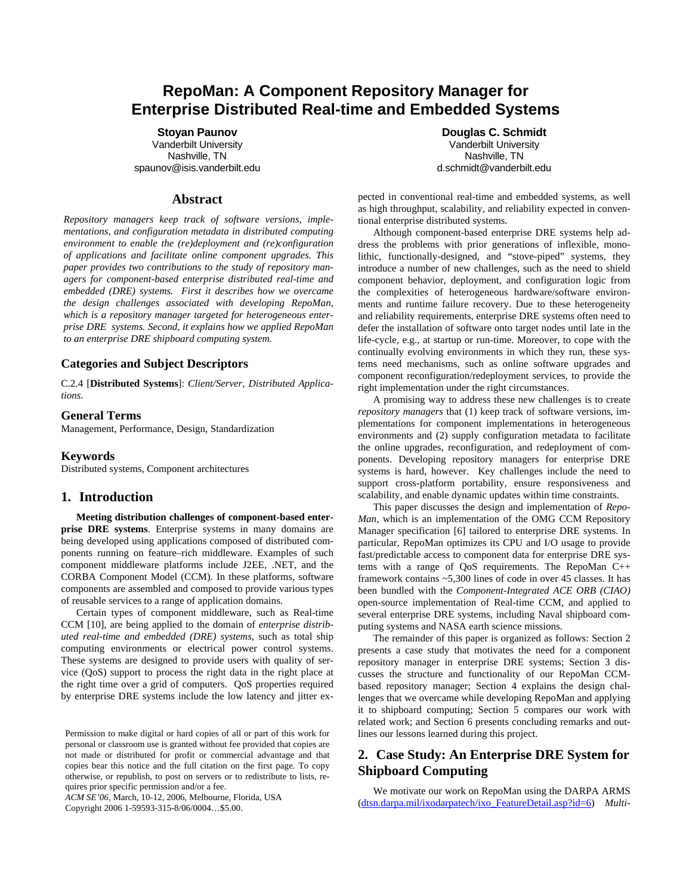# RepoMan: A Component Repository Manager for Enterprise Distributed Real-time and Embedded Systems

**Stoyan Paunov**
Vanderbilt University
Nashville, TN
spaunov@isis.vanderbilt.edu

**Douglas C. Schmidt**
Vanderbilt University
Nashville, TN
d.schmidt@vanderbilt.edu

## Abstract

*Repository managers keep track of software versions, implementations, and configuration metadata in distributed computing environment to enable the (re)deployment and (re)configuration of applications and facilitate online component upgrades. This paper provides two contributions to the study of repository managers for component-based enterprise distributed real-time and embedded (DRE) systems. First it describes how we overcame the design challenges associated with developing RepoMan, which is a repository manager targeted for heterogeneous enterprise DRE systems. Second, it explains how we applied RepoMan to an enterprise DRE shipboard computing system.*

### Categories and Subject Descriptors

C.2.4 [**Distributed Systems**]: *Client/Server, Distributed Applications.*

### General Terms

Management, Performance, Design, Standardization

### Keywords

Distributed systems, Component architectures

## 1. Introduction

**Meeting distribution challenges of component-based enterprise DRE systems**. Enterprise systems in many domains are being developed using applications composed of distributed components running on feature–rich middleware. Examples of such component middleware platforms include J2EE, .NET, and the CORBA Component Model (CCM). In these platforms, software components are assembled and composed to provide various types of reusable services to a range of application domains.

Certain types of component middleware, such as Real-time CCM [10], are being applied to the domain of *enterprise distributed real-time and embedded (DRE) systems*, such as total ship computing environments or electrical power control systems. These systems are designed to provide users with quality of service (QoS) support to process the right data in the right place at the right time over a grid of computers. QoS properties required by enterprise DRE systems include the low latency and jitter expected in conventional real-time and embedded systems, as well as high throughput, scalability, and reliability expected in conventional enterprise distributed systems.

Although component-based enterprise DRE systems help address the problems with prior generations of inflexible, monolithic, functionally-designed, and "stove-piped" systems, they introduce a number of new challenges, such as the need to shield component behavior, deployment, and configuration logic from the complexities of heterogeneous hardware/software environments and runtime failure recovery. Due to these heterogeneity and reliability requirements, enterprise DRE systems often need to defer the installation of software onto target nodes until late in the life-cycle, e.g., at startup or run-time. Moreover, to cope with the continually evolving environments in which they run, these systems need mechanisms, such as online software upgrades and component reconfiguration/redeployment services, to provide the right implementation under the right circumstances.

A promising way to address these new challenges is to create *repository managers* that (1) keep track of software versions, implementations for component implementations in heterogeneous environments and (2) supply configuration metadata to facilitate the online upgrades, reconfiguration, and redeployment of components. Developing repository managers for enterprise DRE systems is hard, however. Key challenges include the need to support cross-platform portability, ensure responsiveness and scalability, and enable dynamic updates within time constraints.

This paper discusses the design and implementation of *RepoMan*, which is an implementation of the OMG CCM Repository Manager specification [6] tailored to enterprise DRE systems. In particular, RepoMan optimizes its CPU and I/O usage to provide fast/predictable access to component data for enterprise DRE systems with a range of QoS requirements. The RepoMan C++ framework contains ~5,300 lines of code in over 45 classes. It has been bundled with the *Component-Integrated ACE ORB (CIAO)* open-source implementation of Real-time CCM, and applied to several enterprise DRE systems, including Naval shipboard computing systems and NASA earth science missions.

The remainder of this paper is organized as follows: Section 2 presents a case study that motivates the need for a component repository manager in enterprise DRE systems; Section 3 discusses the structure and functionality of our RepoMan CCM-based repository manager; Section 4 explains the design challenges that we overcame while developing RepoMan and applying it to shipboard computing; Section 5 compares our work with related work; and Section 6 presents concluding remarks and outlines our lessons learned during this project.

## 2. Case Study: An Enterprise DRE System for Shipboard Computing

We motivate our work on RepoMan using the DARPA ARMS (dtsn.darpa.mil/ixodarpatech/ixo_FeatureDetail.asp?id=6) *Multi-*

Permission to make digital or hard copies of all or part of this work for personal or classroom use is granted without fee provided that copies are not made or distributed for profit or commercial advantage and that copies bear this notice and the full citation on the first page. To copy otherwise, or republish, to post on servers or to redistribute to lists, requires prior specific permission and/or a fee.
*ACM SE'06*, March, 10-12, 2006, Melbourne, Florida, USA
Copyright 2006 1-59593-315-8/06/0004…$5.00.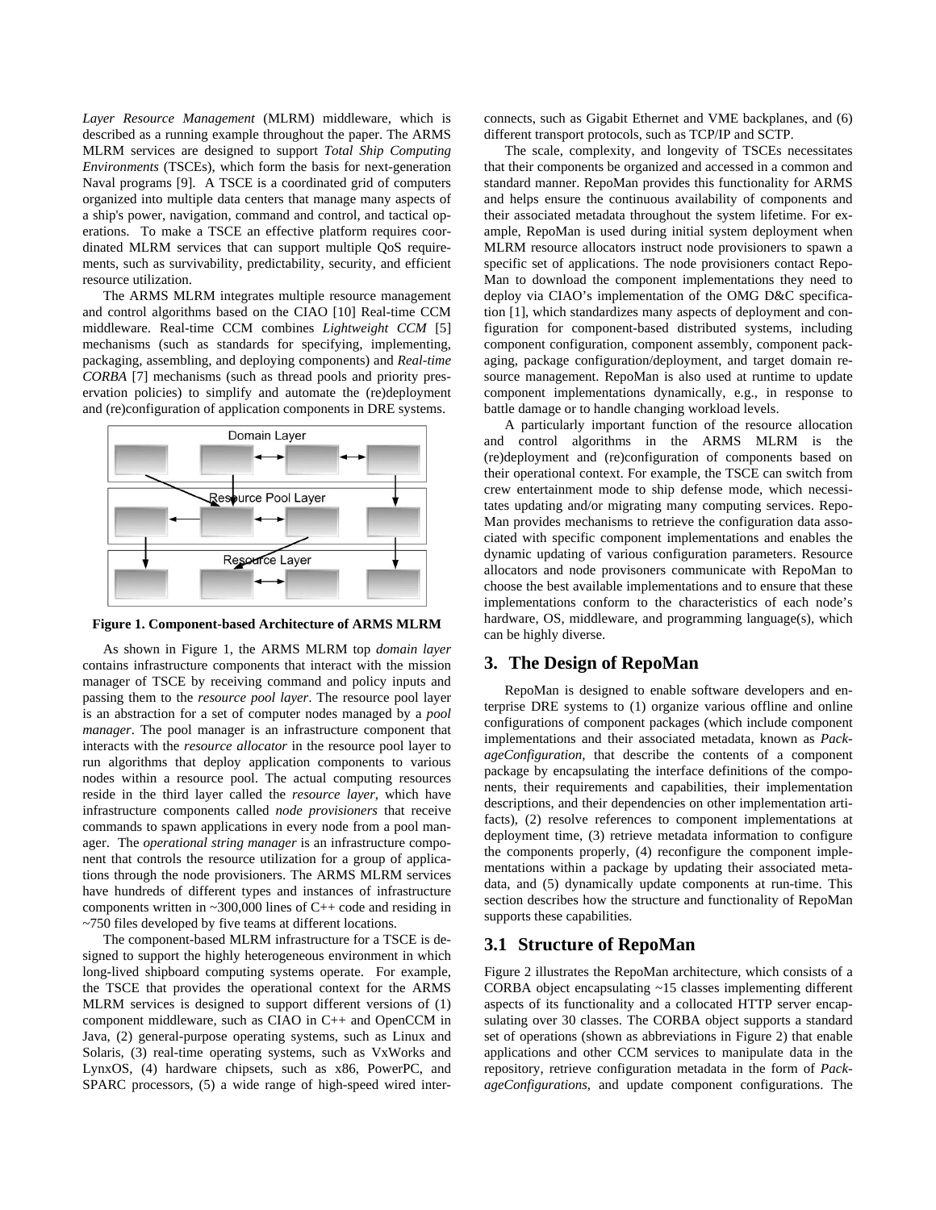*Layer Resource Management* (MLRM) middleware, which is described as a running example throughout the paper. The ARMS MLRM services are designed to support *Total Ship Computing Environments* (TSCEs), which form the basis for next-generation Naval programs [9]. A TSCE is a coordinated grid of computers organized into multiple data centers that manage many aspects of a ship's power, navigation, command and control, and tactical operations. To make a TSCE an effective platform requires coordinated MLRM services that can support multiple QoS requirements, such as survivability, predictability, security, and efficient resource utilization.

The ARMS MLRM integrates multiple resource management and control algorithms based on the CIAO [10] Real-time CCM middleware. Real-time CCM combines *Lightweight CCM* [5] mechanisms (such as standards for specifying, implementing, packaging, assembling, and deploying components) and *Real-time CORBA* [7] mechanisms (such as thread pools and priority preservation policies) to simplify and automate the (re)deployment and (re)configuration of application components in DRE systems.

Domain Layer

Resource Pool Layer

Resource Layer

**Figure 1. Component-based Architecture of ARMS MLRM**

As shown in Figure 1, the ARMS MLRM top *domain layer* contains infrastructure components that interact with the mission manager of TSCE by receiving command and policy inputs and passing them to the *resource pool layer*. The resource pool layer is an abstraction for a set of computer nodes managed by a *pool manager*. The pool manager is an infrastructure component that interacts with the *resource allocator* in the resource pool layer to run algorithms that deploy application components to various nodes within a resource pool. The actual computing resources reside in the third layer called the *resource layer*, which have infrastructure components called *node provisioners* that receive commands to spawn applications in every node from a pool manager. The *operational string manager* is an infrastructure component that controls the resource utilization for a group of applications through the node provisioners. The ARMS MLRM services have hundreds of different types and instances of infrastructure components written in ~300,000 lines of C++ code and residing in ~750 files developed by five teams at different locations.

The component-based MLRM infrastructure for a TSCE is designed to support the highly heterogeneous environment in which long-lived shipboard computing systems operate. For example, the TSCE that provides the operational context for the ARMS MLRM services is designed to support different versions of (1) component middleware, such as CIAO in C++ and OpenCCM in Java, (2) general-purpose operating systems, such as Linux and Solaris, (3) real-time operating systems, such as VxWorks and LynxOS, (4) hardware chipsets, such as x86, PowerPC, and SPARC processors, (5) a wide range of high-speed wired interconnects, such as Gigabit Ethernet and VME backplanes, and (6) different transport protocols, such as TCP/IP and SCTP.

The scale, complexity, and longevity of TSCEs necessitates that their components be organized and accessed in a common and standard manner. RepoMan provides this functionality for ARMS and helps ensure the continuous availability of components and their associated metadata throughout the system lifetime. For example, RepoMan is used during initial system deployment when MLRM resource allocators instruct node provisioners to spawn a specific set of applications. The node provisioners contact RepoMan to download the component implementations they need to deploy via CIAO's implementation of the OMG D&C specification [1], which standardizes many aspects of deployment and configuration for component-based distributed systems, including component configuration, component assembly, component packaging, package configuration/deployment, and target domain resource management. RepoMan is also used at runtime to update component implementations dynamically, e.g., in response to battle damage or to handle changing workload levels.

A particularly important function of the resource allocation and control algorithms in the ARMS MLRM is the (re)deployment and (re)configuration of components based on their operational context. For example, the TSCE can switch from crew entertainment mode to ship defense mode, which necessitates updating and/or migrating many computing services. RepoMan provides mechanisms to retrieve the configuration data associated with specific component implementations and enables the dynamic updating of various configuration parameters. Resource allocators and node provisoners communicate with RepoMan to choose the best available implementations and to ensure that these implementations conform to the characteristics of each node's hardware, OS, middleware, and programming language(s), which can be highly diverse.

## 3. The Design of RepoMan

RepoMan is designed to enable software developers and enterprise DRE systems to (1) organize various offline and online configurations of component packages (which include component implementations and their associated metadata, known as *PackageConfiguration*, that describe the contents of a component package by encapsulating the interface definitions of the components, their requirements and capabilities, their implementation descriptions, and their dependencies on other implementation artifacts), (2) resolve references to component implementations at deployment time, (3) retrieve metadata information to configure the components properly, (4) reconfigure the component implementations within a package by updating their associated metadata, and (5) dynamically update components at run-time. This section describes how the structure and functionality of RepoMan supports these capabilities.

### 3.1 Structure of RepoMan

Figure 2 illustrates the RepoMan architecture, which consists of a CORBA object encapsulating ~15 classes implementing different aspects of its functionality and a collocated HTTP server encapsulating over 30 classes. The CORBA object supports a standard set of operations (shown as abbreviations in Figure 2) that enable applications and other CCM services to manipulate data in the repository, retrieve configuration metadata in the form of *PackageConfigurations*, and update component configurations. The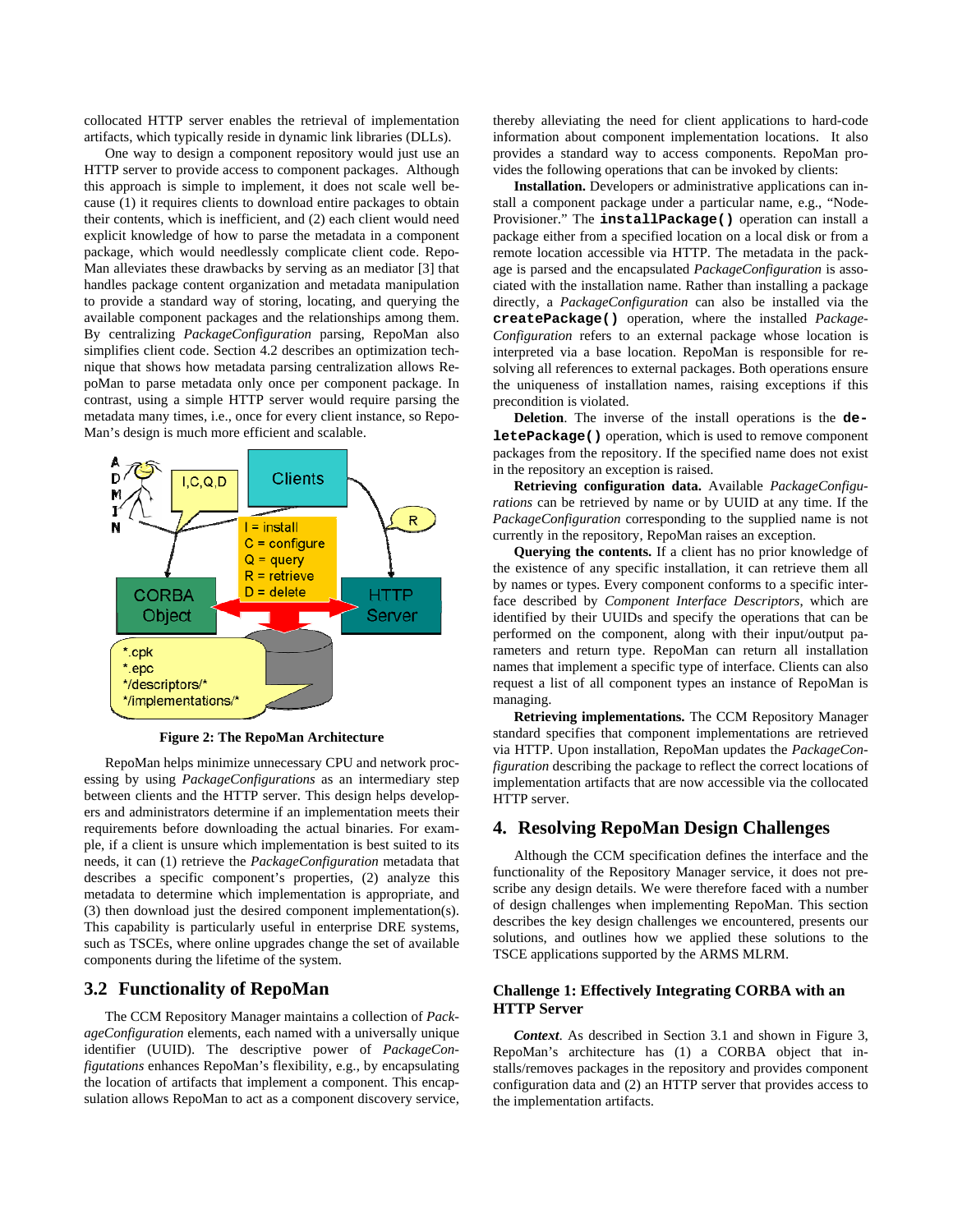collocated HTTP server enables the retrieval of implementation artifacts, which typically reside in dynamic link libraries (DLLs).

One way to design a component repository would just use an HTTP server to provide access to component packages. Although this approach is simple to implement, it does not scale well because (1) it requires clients to download entire packages to obtain their contents, which is inefficient, and (2) each client would need explicit knowledge of how to parse the metadata in a component package, which would needlessly complicate client code. RepoMan alleviates these drawbacks by serving as an mediator [3] that handles package content organization and metadata manipulation to provide a standard way of storing, locating, and querying the available component packages and the relationships among them. By centralizing *PackageConfiguration* parsing, RepoMan also simplifies client code. Section 4.2 describes an optimization technique that shows how metadata parsing centralization allows RepoMan to parse metadata only once per component package. In contrast, using a simple HTTP server would require parsing the metadata many times, i.e., once for every client instance, so RepoMan's design is much more efficient and scalable.

ADMIN
I,C,Q,D
Clients
R
I = install
C = configure
Q = query
R = retrieve
D = delete
CORBA Object
HTTP Server
*.cpk
*.epc
*/descriptors/*
*/implementations/*

**Figure 2: The RepoMan Architecture**

RepoMan helps minimize unnecessary CPU and network processing by using *PackageConfigurations* as an intermediary step between clients and the HTTP server. This design helps developers and administrators determine if an implementation meets their requirements before downloading the actual binaries. For example, if a client is unsure which implementation is best suited to its needs, it can (1) retrieve the *PackageConfiguration* metadata that describes a specific component's properties, (2) analyze this metadata to determine which implementation is appropriate, and (3) then download just the desired component implementation(s). This capability is particularly useful in enterprise DRE systems, such as TSCEs, where online upgrades change the set of available components during the lifetime of the system.

## 3.2 Functionality of RepoMan

The CCM Repository Manager maintains a collection of *PackageConfiguration* elements, each named with a universally unique identifier (UUID). The descriptive power of *PackageConfigutations* enhances RepoMan's flexibility, e.g., by encapsulating the location of artifacts that implement a component. This encapsulation allows RepoMan to act as a component discovery service, thereby alleviating the need for client applications to hard-code information about component implementation locations. It also provides a standard way to access components. RepoMan provides the following operations that can be invoked by clients:

**Installation.** Developers or administrative applications can install a component package under a particular name, e.g., "NodeProvisioner." The `installPackage()` operation can install a package either from a specified location on a local disk or from a remote location accessible via HTTP. The metadata in the package is parsed and the encapsulated *PackageConfiguration* is associated with the installation name. Rather than installing a package directly, a *PackageConfiguration* can also be installed via the `createPackage()` operation, where the installed *PackageConfiguration* refers to an external package whose location is interpreted via a base location. RepoMan is responsible for resolving all references to external packages. Both operations ensure the uniqueness of installation names, raising exceptions if this precondition is violated.

**Deletion**. The inverse of the install operations is the `deletePackage()` operation, which is used to remove component packages from the repository. If the specified name does not exist in the repository an exception is raised.

**Retrieving configuration data.** Available *PackageConfigurations* can be retrieved by name or by UUID at any time. If the *PackageConfiguration* corresponding to the supplied name is not currently in the repository, RepoMan raises an exception.

**Querying the contents.** If a client has no prior knowledge of the existence of any specific installation, it can retrieve them all by names or types. Every component conforms to a specific interface described by *Component Interface Descriptors*, which are identified by their UUIDs and specify the operations that can be performed on the component, along with their input/output parameters and return type. RepoMan can return all installation names that implement a specific type of interface. Clients can also request a list of all component types an instance of RepoMan is managing.

**Retrieving implementations.** The CCM Repository Manager standard specifies that component implementations are retrieved via HTTP. Upon installation, RepoMan updates the *PackageConfiguration* describing the package to reflect the correct locations of implementation artifacts that are now accessible via the collocated HTTP server.

# 4. Resolving RepoMan Design Challenges

Although the CCM specification defines the interface and the functionality of the Repository Manager service, it does not prescribe any design details. We were therefore faced with a number of design challenges when implementing RepoMan. This section describes the key design challenges we encountered, presents our solutions, and outlines how we applied these solutions to the TSCE applications supported by the ARMS MLRM.

### Challenge 1: Effectively Integrating CORBA with an HTTP Server

***Context***. As described in Section 3.1 and shown in Figure 3, RepoMan's architecture has (1) a CORBA object that installs/removes packages in the repository and provides component configuration data and (2) an HTTP server that provides access to the implementation artifacts.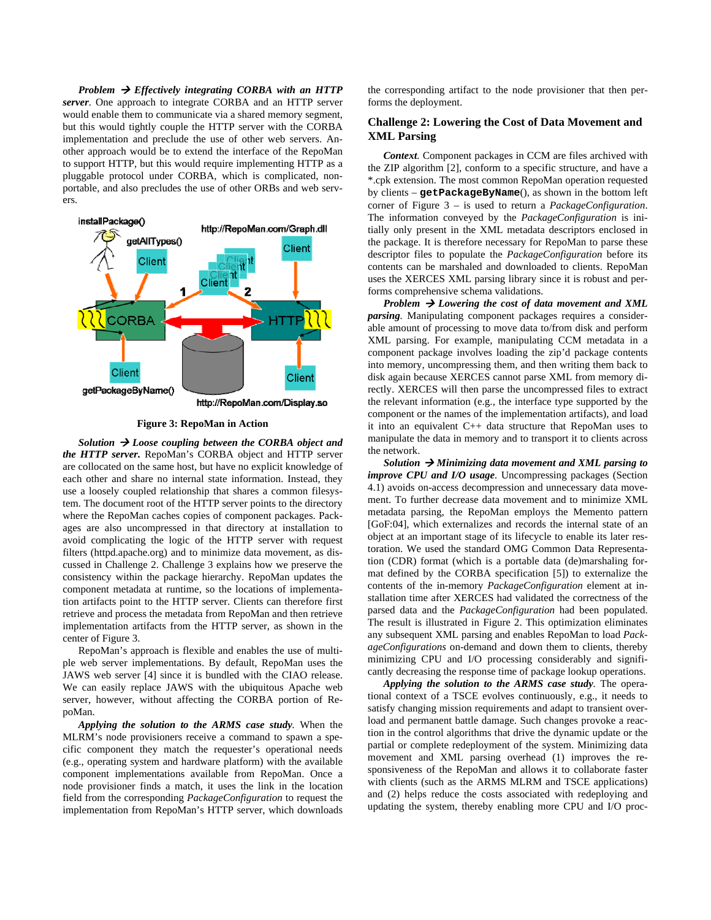***Problem → Effectively integrating CORBA with an HTTP server***. One approach to integrate CORBA and an HTTP server would enable them to communicate via a shared memory segment, but this would tightly couple the HTTP server with the CORBA implementation and preclude the use of other web servers. Another approach would be to extend the interface of the RepoMan to support HTTP, but this would require implementing HTTP as a pluggable protocol under CORBA, which is complicated, non-portable, and also precludes the use of other ORBs and web servers.

**Figure 3: RepoMan in Action**

***Solution → Loose coupling between the CORBA object and the HTTP server.*** RepoMan's CORBA object and HTTP server are collocated on the same host, but have no explicit knowledge of each other and share no internal state information. Instead, they use a loosely coupled relationship that shares a common filesystem. The document root of the HTTP server points to the directory where the RepoMan caches copies of component packages. Packages are also uncompressed in that directory at installation to avoid complicating the logic of the HTTP server with request filters (httpd.apache.org) and to minimize data movement, as discussed in Challenge 2. Challenge 3 explains how we preserve the consistency within the package hierarchy. RepoMan updates the component metadata at runtime, so the locations of implementation artifacts point to the HTTP server. Clients can therefore first retrieve and process the metadata from RepoMan and then retrieve implementation artifacts from the HTTP server, as shown in the center of Figure 3.

RepoMan's approach is flexible and enables the use of multiple web server implementations. By default, RepoMan uses the JAWS web server [4] since it is bundled with the CIAO release. We can easily replace JAWS with the ubiquitous Apache web server, however, without affecting the CORBA portion of RepoMan.

***Applying the solution to the ARMS case study***. When the MLRM's node provisioners receive a command to spawn a specific component they match the requester's operational needs (e.g., operating system and hardware platform) with the available component implementations available from RepoMan. Once a node provisioner finds a match, it uses the link in the location field from the corresponding *PackageConfiguration* to request the implementation from RepoMan's HTTP server, which downloads the corresponding artifact to the node provisioner that then performs the deployment.

## Challenge 2: Lowering the Cost of Data Movement and XML Parsing

***Context***. Component packages in CCM are files archived with the ZIP algorithm [2], conform to a specific structure, and have a *.cpk extension. The most common RepoMan operation requested by clients – **`getPackageByName`**(), as shown in the bottom left corner of Figure 3 – is used to return a *PackageConfiguration*. The information conveyed by the *PackageConfiguration* is initially only present in the XML metadata descriptors enclosed in the package. It is therefore necessary for RepoMan to parse these descriptor files to populate the *PackageConfiguration* before its contents can be marshaled and downloaded to clients. RepoMan uses the XERCES XML parsing library since it is robust and performs comprehensive schema validations.

***Problem → Lowering the cost of data movement and XML parsing***. Manipulating component packages requires a considerable amount of processing to move data to/from disk and perform XML parsing. For example, manipulating CCM metadata in a component package involves loading the zip'd package contents into memory, uncompressing them, and then writing them back to disk again because XERCES cannot parse XML from memory directly. XERCES will then parse the uncompressed files to extract the relevant information (e.g., the interface type supported by the component or the names of the implementation artifacts), and load it into an equivalent C++ data structure that RepoMan uses to manipulate the data in memory and to transport it to clients across the network.

***Solution → Minimizing data movement and XML parsing to improve CPU and I/O usage***. Uncompressing packages (Section 4.1) avoids on-access decompression and unnecessary data movement. To further decrease data movement and to minimize XML metadata parsing, the RepoMan employs the Memento pattern [GoF:04], which externalizes and records the internal state of an object at an important stage of its lifecycle to enable its later restoration. We used the standard OMG Common Data Representation (CDR) format (which is a portable data (de)marshaling format defined by the CORBA specification [5]) to externalize the contents of the in-memory *PackageConfiguration* element at installation time after XERCES had validated the correctness of the parsed data and the *PackageConfiguration* had been populated. The result is illustrated in Figure 2. This optimization eliminates any subsequent XML parsing and enables RepoMan to load *PackageConfigurations* on-demand and down them to clients, thereby minimizing CPU and I/O processing considerably and significantly decreasing the response time of package lookup operations.

***Applying the solution to the ARMS case study***. The operational context of a TSCE evolves continuously, e.g., it needs to satisfy changing mission requirements and adapt to transient overload and permanent battle damage. Such changes provoke a reaction in the control algorithms that drive the dynamic update or the partial or complete redeployment of the system. Minimizing data movement and XML parsing overhead (1) improves the responsiveness of the RepoMan and allows it to collaborate faster with clients (such as the ARMS MLRM and TSCE applications) and (2) helps reduce the costs associated with redeploying and updating the system, thereby enabling more CPU and I/O proc-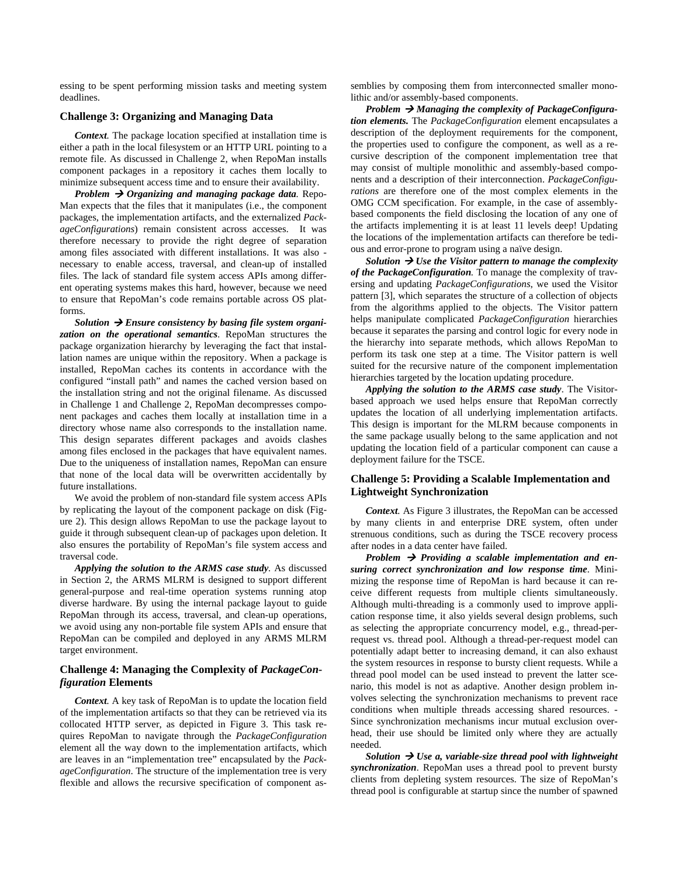essing to be spent performing mission tasks and meeting system deadlines.

### Challenge 3: Organizing and Managing Data

***Context.*** The package location specified at installation time is either a path in the local filesystem or an HTTP URL pointing to a remote file. As discussed in Challenge 2, when RepoMan installs component packages in a repository it caches them locally to minimize subsequent access time and to ensure their availability.

***Problem → Organizing and managing package data.*** RepoMan expects that the files that it manipulates (i.e., the component packages, the implementation artifacts, and the externalized *PackageConfigurations*) remain consistent across accesses. It was therefore necessary to provide the right degree of separation among files associated with different installations. It was also necessary to enable access, traversal, and clean-up of installed files. The lack of standard file system access APIs among different operating systems makes this hard, however, because we need to ensure that RepoMan's code remains portable across OS platforms.

***Solution → Ensure consistency by basing file system organization on the operational semantics.*** RepoMan structures the package organization hierarchy by leveraging the fact that installation names are unique within the repository. When a package is installed, RepoMan caches its contents in accordance with the configured "install path" and names the cached version based on the installation string and not the original filename. As discussed in Challenge 1 and Challenge 2, RepoMan decompresses component packages and caches them locally at installation time in a directory whose name also corresponds to the installation name. This design separates different packages and avoids clashes among files enclosed in the packages that have equivalent names. Due to the uniqueness of installation names, RepoMan can ensure that none of the local data will be overwritten accidentally by future installations.

We avoid the problem of non-standard file system access APIs by replicating the layout of the component package on disk (Figure 2). This design allows RepoMan to use the package layout to guide it through subsequent clean-up of packages upon deletion. It also ensures the portability of RepoMan's file system access and traversal code.

***Applying the solution to the ARMS case study.*** As discussed in Section 2, the ARMS MLRM is designed to support different general-purpose and real-time operation systems running atop diverse hardware. By using the internal package layout to guide RepoMan through its access, traversal, and clean-up operations, we avoid using any non-portable file system APIs and ensure that RepoMan can be compiled and deployed in any ARMS MLRM target environment.

### Challenge 4: Managing the Complexity of *PackageConfiguration* Elements

***Context.*** A key task of RepoMan is to update the location field of the implementation artifacts so that they can be retrieved via its collocated HTTP server, as depicted in Figure 3. This task requires RepoMan to navigate through the *PackageConfiguration* element all the way down to the implementation artifacts, which are leaves in an "implementation tree" encapsulated by the *PackageConfiguration*. The structure of the implementation tree is very flexible and allows the recursive specification of component assemblies by composing them from interconnected smaller monolithic and/or assembly-based components.

***Problem → Managing the complexity of PackageConfiguration elements.*** The *PackageConfiguration* element encapsulates a description of the deployment requirements for the component, the properties used to configure the component, as well as a recursive description of the component implementation tree that may consist of multiple monolithic and assembly-based components and a description of their interconnection. *PackageConfigurations* are therefore one of the most complex elements in the OMG CCM specification. For example, in the case of assembly-based components the field disclosing the location of any one of the artifacts implementing it is at least 11 levels deep! Updating the locations of the implementation artifacts can therefore be tedious and error-prone to program using a naïve design.

***Solution → Use the Visitor pattern to manage the complexity of the PackageConfiguration.*** To manage the complexity of traversing and updating *PackageConfigurations*, we used the Visitor pattern [3], which separates the structure of a collection of objects from the algorithms applied to the objects. The Visitor pattern helps manipulate complicated *PackageConfiguration* hierarchies because it separates the parsing and control logic for every node in the hierarchy into separate methods, which allows RepoMan to perform its task one step at a time. The Visitor pattern is well suited for the recursive nature of the component implementation hierarchies targeted by the location updating procedure.

***Applying the solution to the ARMS case study.*** The Visitor-based approach we used helps ensure that RepoMan correctly updates the location of all underlying implementation artifacts. This design is important for the MLRM because components in the same package usually belong to the same application and not updating the location field of a particular component can cause a deployment failure for the TSCE.

### Challenge 5: Providing a Scalable Implementation and Lightweight Synchronization

***Context.*** As Figure 3 illustrates, the RepoMan can be accessed by many clients in and enterprise DRE system, often under strenuous conditions, such as during the TSCE recovery process after nodes in a data center have failed.

***Problem → Providing a scalable implementation and ensuring correct synchronization and low response time.*** Minimizing the response time of RepoMan is hard because it can receive different requests from multiple clients simultaneously. Although multi-threading is a commonly used to improve application response time, it also yields several design problems, such as selecting the appropriate concurrency model, e.g., thread-per-request vs. thread pool. Although a thread-per-request model can potentially adapt better to increasing demand, it can also exhaust the system resources in response to bursty client requests. While a thread pool model can be used instead to prevent the latter scenario, this model is not as adaptive. Another design problem involves selecting the synchronization mechanisms to prevent race conditions when multiple threads accessing shared resources. Since synchronization mechanisms incur mutual exclusion overhead, their use should be limited only where they are actually needed.

***Solution → Use a, variable-size thread pool with lightweight synchronization.*** RepoMan uses a thread pool to prevent bursty clients from depleting system resources. The size of RepoMan's thread pool is configurable at startup since the number of spawned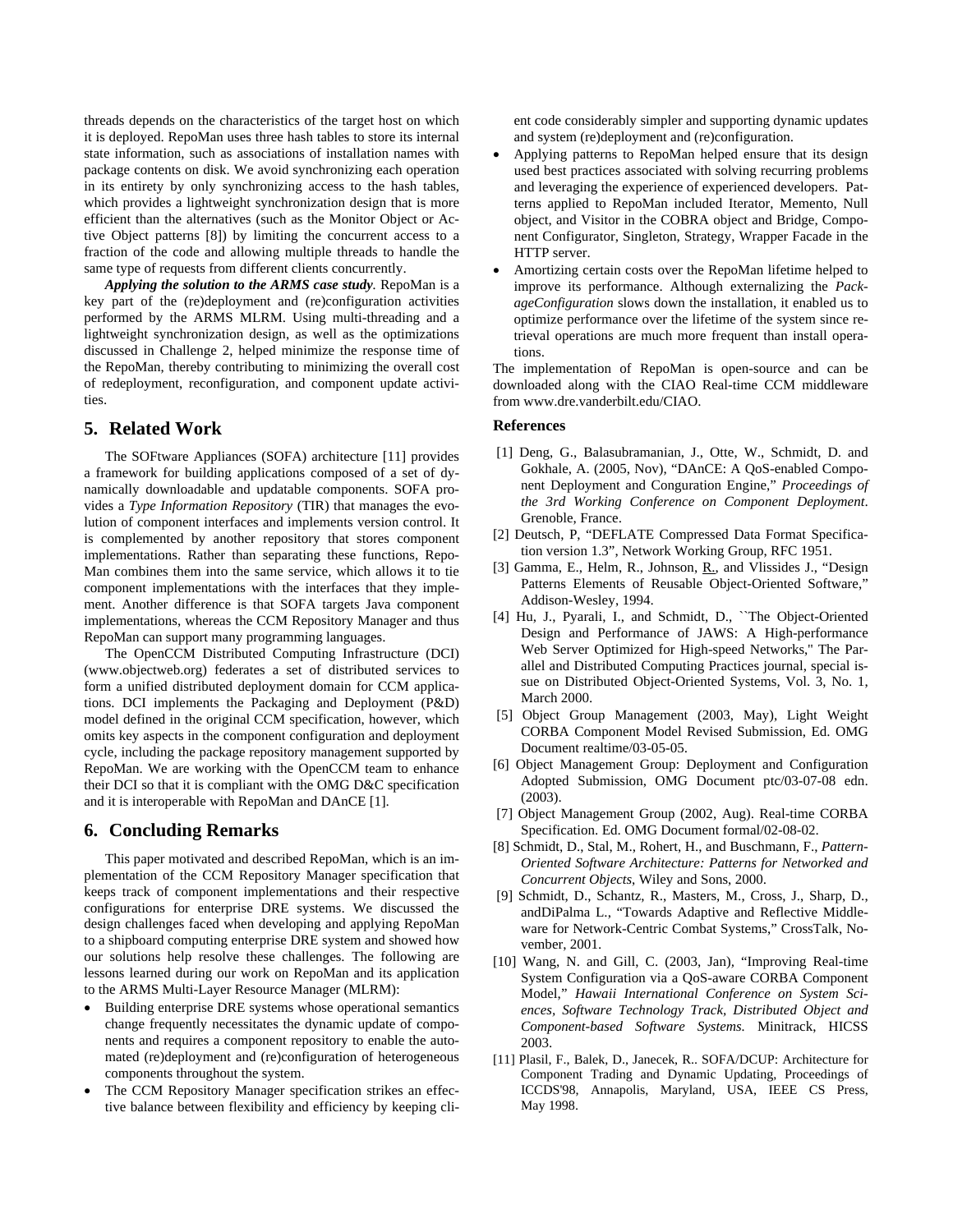threads depends on the characteristics of the target host on which it is deployed. RepoMan uses three hash tables to store its internal state information, such as associations of installation names with package contents on disk. We avoid synchronizing each operation in its entirety by only synchronizing access to the hash tables, which provides a lightweight synchronization design that is more efficient than the alternatives (such as the Monitor Object or Active Object patterns [8]) by limiting the concurrent access to a fraction of the code and allowing multiple threads to handle the same type of requests from different clients concurrently.

***Applying the solution to the ARMS case study.*** RepoMan is a key part of the (re)deployment and (re)configuration activities performed by the ARMS MLRM. Using multi-threading and a lightweight synchronization design, as well as the optimizations discussed in Challenge 2, helped minimize the response time of the RepoMan, thereby contributing to minimizing the overall cost of redeployment, reconfiguration, and component update activities.

## 5. Related Work

The SOFtware Appliances (SOFA) architecture [11] provides a framework for building applications composed of a set of dynamically downloadable and updatable components. SOFA provides a *Type Information Repository* (TIR) that manages the evolution of component interfaces and implements version control. It is complemented by another repository that stores component implementations. Rather than separating these functions, RepoMan combines them into the same service, which allows it to tie component implementations with the interfaces that they implement. Another difference is that SOFA targets Java component implementations, whereas the CCM Repository Manager and thus RepoMan can support many programming languages.

The OpenCCM Distributed Computing Infrastructure (DCI) (www.objectweb.org) federates a set of distributed services to form a unified distributed deployment domain for CCM applications. DCI implements the Packaging and Deployment (P&D) model defined in the original CCM specification, however, which omits key aspects in the component configuration and deployment cycle, including the package repository management supported by RepoMan. We are working with the OpenCCM team to enhance their DCI so that it is compliant with the OMG D&C specification and it is interoperable with RepoMan and DAnCE [1].

## 6. Concluding Remarks

This paper motivated and described RepoMan, which is an implementation of the CCM Repository Manager specification that keeps track of component implementations and their respective configurations for enterprise DRE systems. We discussed the design challenges faced when developing and applying RepoMan to a shipboard computing enterprise DRE system and showed how our solutions help resolve these challenges. The following are lessons learned during our work on RepoMan and its application to the ARMS Multi-Layer Resource Manager (MLRM):

- Building enterprise DRE systems whose operational semantics change frequently necessitates the dynamic update of components and requires a component repository to enable the automated (re)deployment and (re)configuration of heterogeneous components throughout the system.
- The CCM Repository Manager specification strikes an effective balance between flexibility and efficiency by keeping client code considerably simpler and supporting dynamic updates and system (re)deployment and (re)configuration.
- Applying patterns to RepoMan helped ensure that its design used best practices associated with solving recurring problems and leveraging the experience of experienced developers. Patterns applied to RepoMan included Iterator, Memento, Null object, and Visitor in the COBRA object and Bridge, Component Configurator, Singleton, Strategy, Wrapper Facade in the HTTP server.
- Amortizing certain costs over the RepoMan lifetime helped to improve its performance. Although externalizing the *PackageConfiguration* slows down the installation, it enabled us to optimize performance over the lifetime of the system since retrieval operations are much more frequent than install operations.

The implementation of RepoMan is open-source and can be downloaded along with the CIAO Real-time CCM middleware from www.dre.vanderbilt.edu/CIAO.

### References

[1] Deng, G., Balasubramanian, J., Otte, W., Schmidt, D. and Gokhale, A. (2005, Nov), "DAnCE: A QoS-enabled Component Deployment and Conguration Engine," *Proceedings of the 3rd Working Conference on Component Deployment*. Grenoble, France.

[2] Deutsch, P, "DEFLATE Compressed Data Format Specification version 1.3", Network Working Group, RFC 1951.

[3] Gamma, E., Helm, R., Johnson, R., and Vlissides J., "Design Patterns Elements of Reusable Object-Oriented Software," Addison-Wesley, 1994.

[4] Hu, J., Pyarali, I., and Schmidt, D., ``The Object-Oriented Design and Performance of JAWS: A High-performance Web Server Optimized for High-speed Networks," The Parallel and Distributed Computing Practices journal, special issue on Distributed Object-Oriented Systems, Vol. 3, No. 1, March 2000.

[5] Object Group Management (2003, May), Light Weight CORBA Component Model Revised Submission, Ed. OMG Document realtime/03-05-05.

[6] Object Management Group: Deployment and Configuration Adopted Submission, OMG Document ptc/03-07-08 edn. (2003).

[7] Object Management Group (2002, Aug). Real-time CORBA Specification. Ed. OMG Document formal/02-08-02.

[8] Schmidt, D., Stal, M., Rohert, H., and Buschmann, F., *Pattern-Oriented Software Architecture: Patterns for Networked and Concurrent Objects*, Wiley and Sons, 2000.

[9] Schmidt, D., Schantz, R., Masters, M., Cross, J., Sharp, D., andDiPalma L., "Towards Adaptive and Reflective Middleware for Network-Centric Combat Systems," CrossTalk, November, 2001.

[10] Wang, N. and Gill, C. (2003, Jan), "Improving Real-time System Configuration via a QoS-aware CORBA Component Model," *Hawaii International Conference on System Sciences, Software Technology Track, Distributed Object and Component-based Software Systems.* Minitrack, HICSS 2003.

[11] Plasil, F., Balek, D., Janecek, R.. SOFA/DCUP: Architecture for Component Trading and Dynamic Updating, Proceedings of ICCDS'98, Annapolis, Maryland, USA, IEEE CS Press, May 1998.